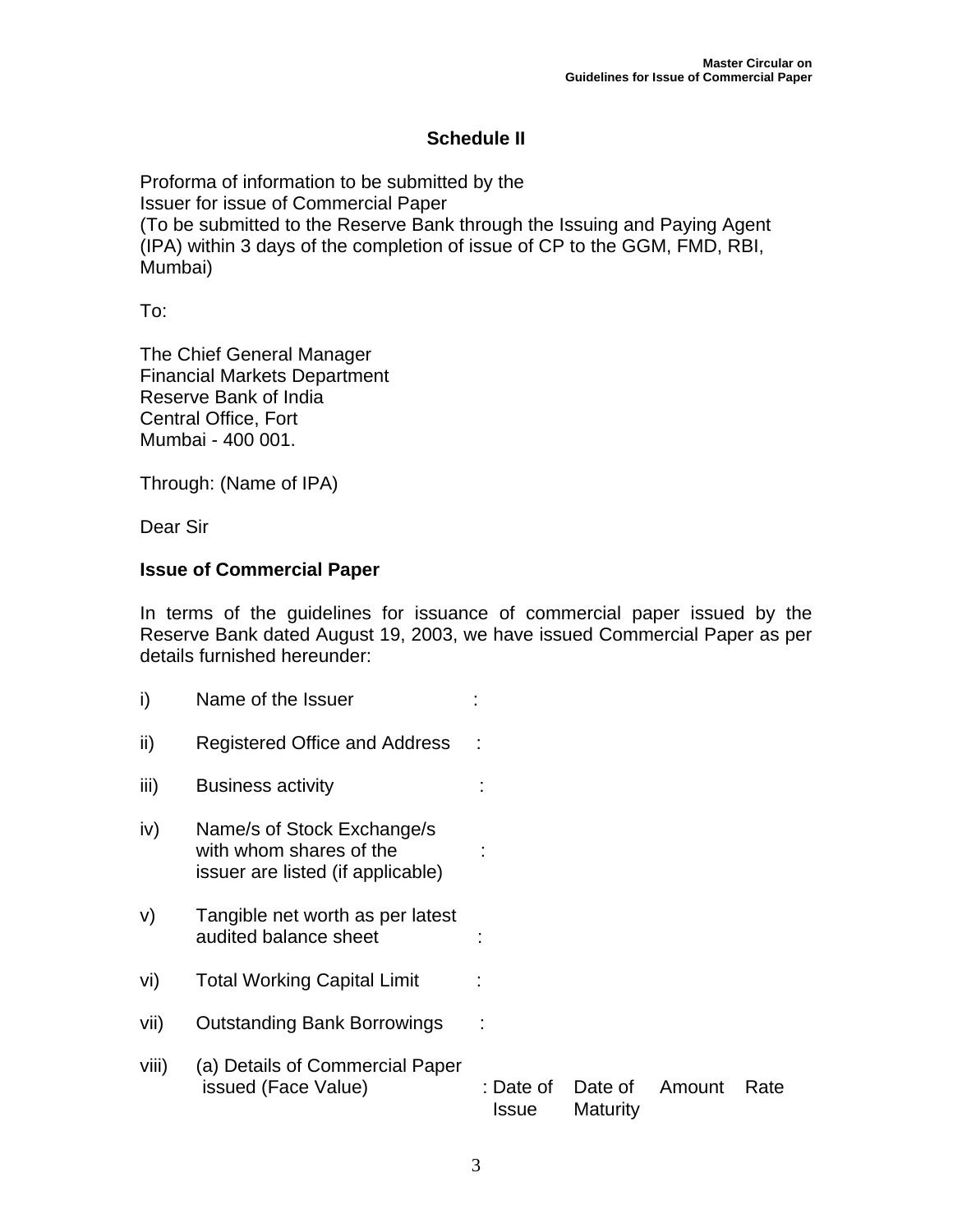## Schedule II

Proforma of information to be submitted by the
Issuer for issue of Commercial Paper
(To be submitted to the Reserve Bank through the Issuing and Paying Agent (IPA) within 3 days of the completion of issue of CP to the GGM, FMD, RBI, Mumbai)

To:

The Chief General Manager
Financial Markets Department
Reserve Bank of India
Central Office, Fort
Mumbai - 400 001.

Through: (Name of IPA)

Dear Sir

**Issue of Commercial Paper**

In terms of the guidelines for issuance of commercial paper issued by the Reserve Bank dated August 19, 2003, we have issued Commercial Paper as per details furnished hereunder:

i) Name of the Issuer :

ii) Registered Office and Address :

iii) Business activity :

iv) Name/s of Stock Exchange/s with whom shares of the issuer are listed (if applicable) :

v) Tangible net worth as per latest audited balance sheet :

vi) Total Working Capital Limit :

vii) Outstanding Bank Borrowings :

viii) (a) Details of Commercial Paper issued (Face Value) :

| Date of Issue | Date of Maturity | Amount | Rate |
|---|---|---|---|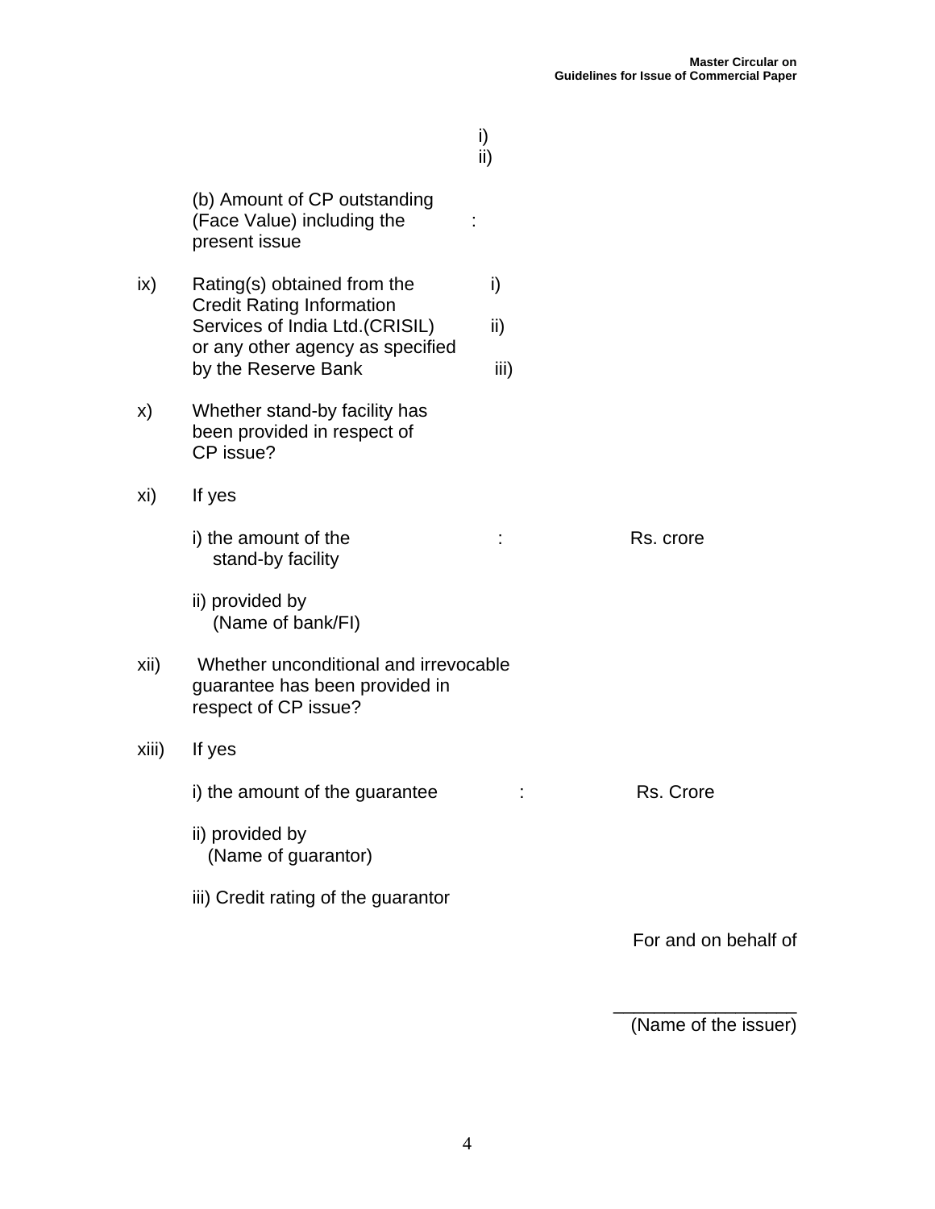i)
ii)

(b) Amount of CP outstanding (Face Value) including the present issue :

ix) Rating(s) obtained from the Credit Rating Information Services of India Ltd.(CRISIL) or any other agency as specified by the Reserve Bank

i)

ii)

iii)

x) Whether stand-by facility has been provided in respect of CP issue?

xi) If yes

i) the amount of the stand-by facility : Rs. crore

ii) provided by (Name of bank/FI)

xii) Whether unconditional and irrevocable guarantee has been provided in respect of CP issue?

xiii) If yes

i) the amount of the guarantee : Rs. Crore

ii) provided by (Name of guarantor)

iii) Credit rating of the guarantor

For and on behalf of

\_\_\_\_\_\_\_\_\_\_\_\_\_\_\_\_\_\_

(Name of the issuer)